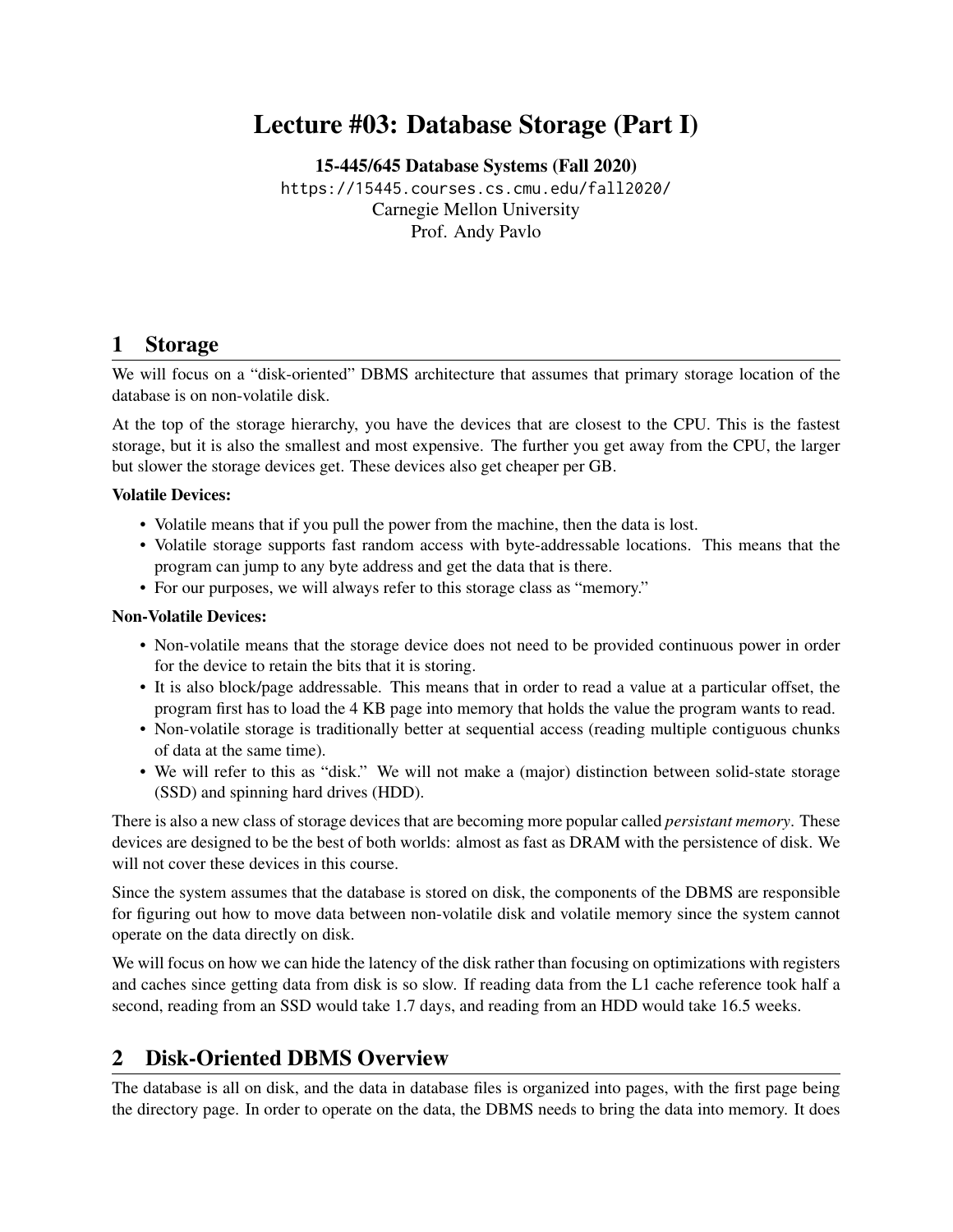# Lecture #03: Database Storage (Part I)

**15-445/645 Database Systems (Fall 2020)**
https://15445.courses.cs.cmu.edu/fall2020/
Carnegie Mellon University
Prof. Andy Pavlo

## 1 Storage

We will focus on a "disk-oriented" DBMS architecture that assumes that primary storage location of the database is on non-volatile disk.

At the top of the storage hierarchy, you have the devices that are closest to the CPU. This is the fastest storage, but it is also the smallest and most expensive. The further you get away from the CPU, the larger but slower the storage devices get. These devices also get cheaper per GB.

**Volatile Devices:**

- Volatile means that if you pull the power from the machine, then the data is lost.
- Volatile storage supports fast random access with byte-addressable locations. This means that the program can jump to any byte address and get the data that is there.
- For our purposes, we will always refer to this storage class as "memory."

**Non-Volatile Devices:**

- Non-volatile means that the storage device does not need to be provided continuous power in order for the device to retain the bits that it is storing.
- It is also block/page addressable. This means that in order to read a value at a particular offset, the program first has to load the 4 KB page into memory that holds the value the program wants to read.
- Non-volatile storage is traditionally better at sequential access (reading multiple contiguous chunks of data at the same time).
- We will refer to this as "disk." We will not make a (major) distinction between solid-state storage (SSD) and spinning hard drives (HDD).

There is also a new class of storage devices that are becoming more popular called *persistant memory*. These devices are designed to be the best of both worlds: almost as fast as DRAM with the persistence of disk. We will not cover these devices in this course.

Since the system assumes that the database is stored on disk, the components of the DBMS are responsible for figuring out how to move data between non-volatile disk and volatile memory since the system cannot operate on the data directly on disk.

We will focus on how we can hide the latency of the disk rather than focusing on optimizations with registers and caches since getting data from disk is so slow. If reading data from the L1 cache reference took half a second, reading from an SSD would take 1.7 days, and reading from an HDD would take 16.5 weeks.

## 2 Disk-Oriented DBMS Overview

The database is all on disk, and the data in database files is organized into pages, with the first page being the directory page. In order to operate on the data, the DBMS needs to bring the data into memory. It does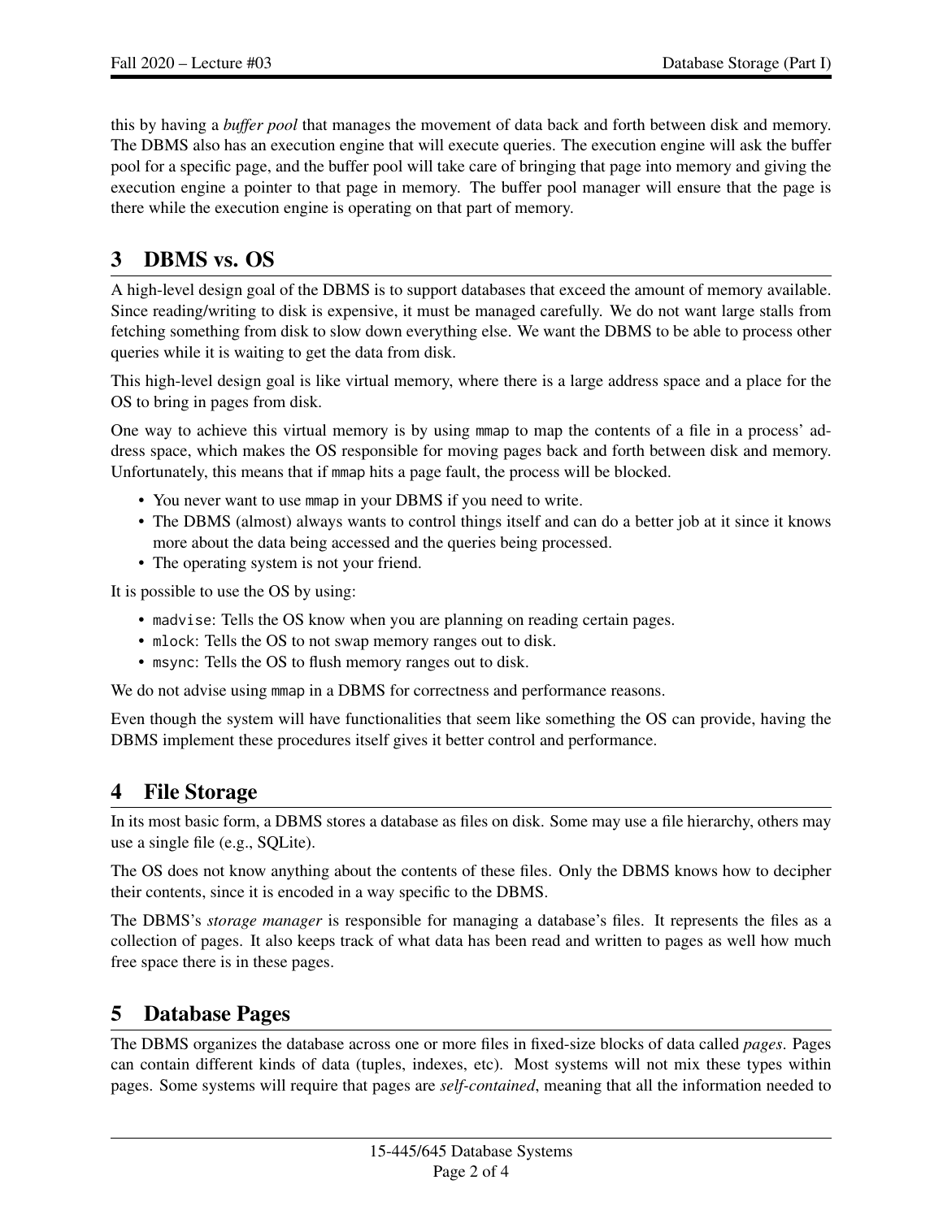this by having a *buffer pool* that manages the movement of data back and forth between disk and memory. The DBMS also has an execution engine that will execute queries. The execution engine will ask the buffer pool for a specific page, and the buffer pool will take care of bringing that page into memory and giving the execution engine a pointer to that page in memory. The buffer pool manager will ensure that the page is there while the execution engine is operating on that part of memory.

## 3 DBMS vs. OS

A high-level design goal of the DBMS is to support databases that exceed the amount of memory available. Since reading/writing to disk is expensive, it must be managed carefully. We do not want large stalls from fetching something from disk to slow down everything else. We want the DBMS to be able to process other queries while it is waiting to get the data from disk.

This high-level design goal is like virtual memory, where there is a large address space and a place for the OS to bring in pages from disk.

One way to achieve this virtual memory is by using `mmap` to map the contents of a file in a process' address space, which makes the OS responsible for moving pages back and forth between disk and memory. Unfortunately, this means that if `mmap` hits a page fault, the process will be blocked.

- You never want to use `mmap` in your DBMS if you need to write.
- The DBMS (almost) always wants to control things itself and can do a better job at it since it knows more about the data being accessed and the queries being processed.
- The operating system is not your friend.

It is possible to use the OS by using:

- `madvise`: Tells the OS know when you are planning on reading certain pages.
- `mlock`: Tells the OS to not swap memory ranges out to disk.
- `msync`: Tells the OS to flush memory ranges out to disk.

We do not advise using `mmap` in a DBMS for correctness and performance reasons.

Even though the system will have functionalities that seem like something the OS can provide, having the DBMS implement these procedures itself gives it better control and performance.

## 4 File Storage

In its most basic form, a DBMS stores a database as files on disk. Some may use a file hierarchy, others may use a single file (e.g., SQLite).

The OS does not know anything about the contents of these files. Only the DBMS knows how to decipher their contents, since it is encoded in a way specific to the DBMS.

The DBMS's *storage manager* is responsible for managing a database's files. It represents the files as a collection of pages. It also keeps track of what data has been read and written to pages as well how much free space there is in these pages.

## 5 Database Pages

The DBMS organizes the database across one or more files in fixed-size blocks of data called *pages*. Pages can contain different kinds of data (tuples, indexes, etc). Most systems will not mix these types within pages. Some systems will require that pages are *self-contained*, meaning that all the information needed to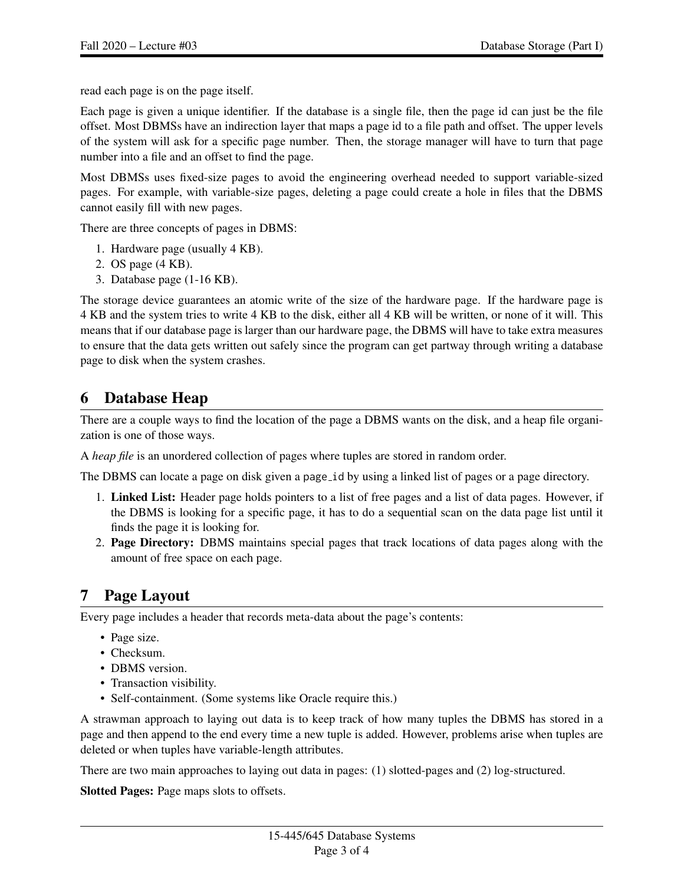read each page is on the page itself.

Each page is given a unique identifier. If the database is a single file, then the page id can just be the file offset. Most DBMSs have an indirection layer that maps a page id to a file path and offset. The upper levels of the system will ask for a specific page number. Then, the storage manager will have to turn that page number into a file and an offset to find the page.

Most DBMSs uses fixed-size pages to avoid the engineering overhead needed to support variable-sized pages. For example, with variable-size pages, deleting a page could create a hole in files that the DBMS cannot easily fill with new pages.

There are three concepts of pages in DBMS:

1. Hardware page (usually 4 KB).
2. OS page (4 KB).
3. Database page (1-16 KB).

The storage device guarantees an atomic write of the size of the hardware page. If the hardware page is 4 KB and the system tries to write 4 KB to the disk, either all 4 KB will be written, or none of it will. This means that if our database page is larger than our hardware page, the DBMS will have to take extra measures to ensure that the data gets written out safely since the program can get partway through writing a database page to disk when the system crashes.

## 6 Database Heap

There are a couple ways to find the location of the page a DBMS wants on the disk, and a heap file organization is one of those ways.

A *heap file* is an unordered collection of pages where tuples are stored in random order.

The DBMS can locate a page on disk given a `page_id` by using a linked list of pages or a page directory.

1. **Linked List:** Header page holds pointers to a list of free pages and a list of data pages. However, if the DBMS is looking for a specific page, it has to do a sequential scan on the data page list until it finds the page it is looking for.
2. **Page Directory:** DBMS maintains special pages that track locations of data pages along with the amount of free space on each page.

## 7 Page Layout

Every page includes a header that records meta-data about the page's contents:

- Page size.
- Checksum.
- DBMS version.
- Transaction visibility.
- Self-containment. (Some systems like Oracle require this.)

A strawman approach to laying out data is to keep track of how many tuples the DBMS has stored in a page and then append to the end every time a new tuple is added. However, problems arise when tuples are deleted or when tuples have variable-length attributes.

There are two main approaches to laying out data in pages: (1) slotted-pages and (2) log-structured.

**Slotted Pages:** Page maps slots to offsets.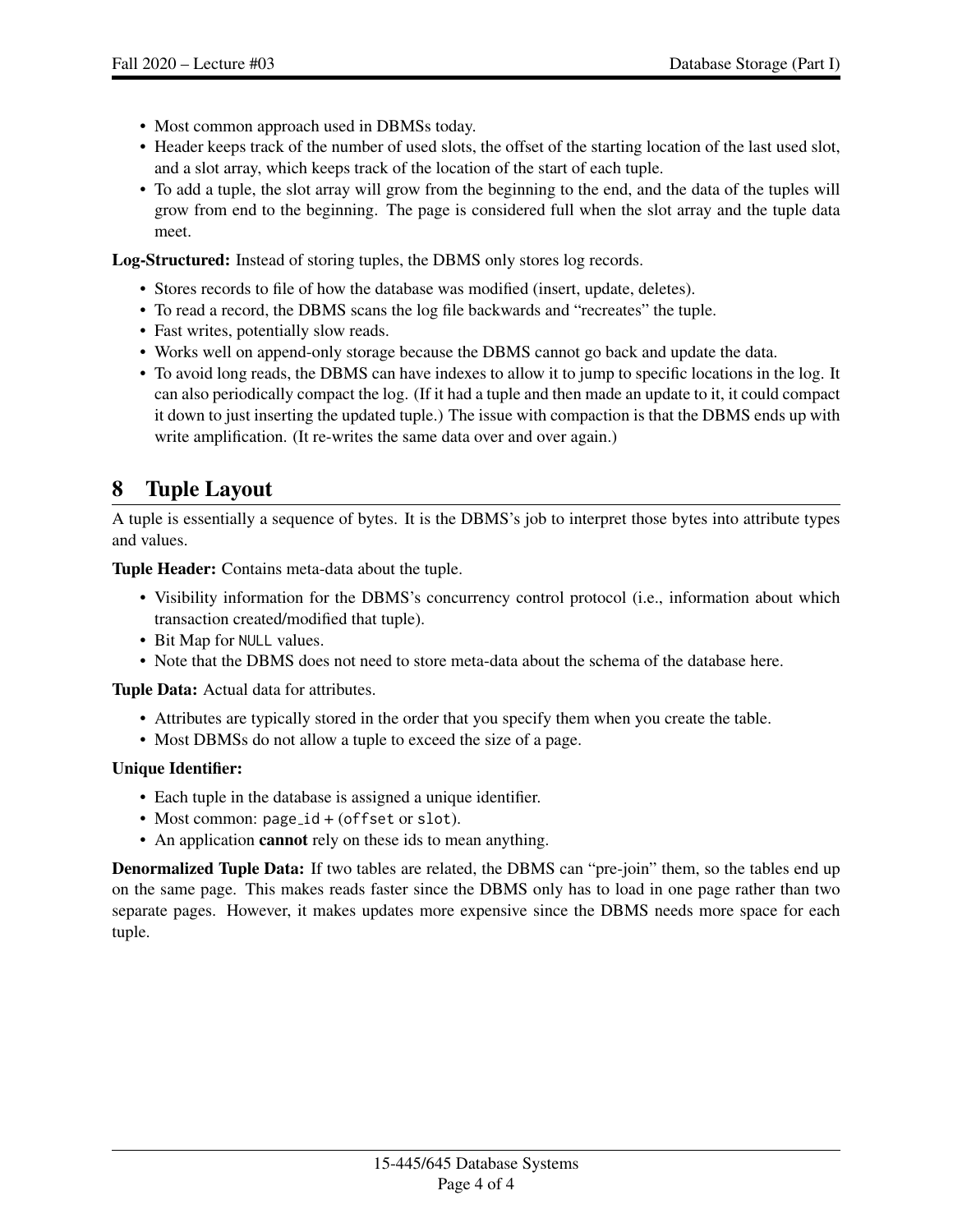- Most common approach used in DBMSs today.
- Header keeps track of the number of used slots, the offset of the starting location of the last used slot, and a slot array, which keeps track of the location of the start of each tuple.
- To add a tuple, the slot array will grow from the beginning to the end, and the data of the tuples will grow from end to the beginning. The page is considered full when the slot array and the tuple data meet.

**Log-Structured:** Instead of storing tuples, the DBMS only stores log records.

- Stores records to file of how the database was modified (insert, update, deletes).
- To read a record, the DBMS scans the log file backwards and "recreates" the tuple.
- Fast writes, potentially slow reads.
- Works well on append-only storage because the DBMS cannot go back and update the data.
- To avoid long reads, the DBMS can have indexes to allow it to jump to specific locations in the log. It can also periodically compact the log. (If it had a tuple and then made an update to it, it could compact it down to just inserting the updated tuple.) The issue with compaction is that the DBMS ends up with write amplification. (It re-writes the same data over and over again.)

## 8 Tuple Layout

A tuple is essentially a sequence of bytes. It is the DBMS's job to interpret those bytes into attribute types and values.

**Tuple Header:** Contains meta-data about the tuple.

- Visibility information for the DBMS's concurrency control protocol (i.e., information about which transaction created/modified that tuple).
- Bit Map for `NULL` values.
- Note that the DBMS does not need to store meta-data about the schema of the database here.

**Tuple Data:** Actual data for attributes.

- Attributes are typically stored in the order that you specify them when you create the table.
- Most DBMSs do not allow a tuple to exceed the size of a page.

**Unique Identifier:**

- Each tuple in the database is assigned a unique identifier.
- Most common: `page_id` + (`offset` or `slot`).
- An application **cannot** rely on these ids to mean anything.

**Denormalized Tuple Data:** If two tables are related, the DBMS can "pre-join" them, so the tables end up on the same page. This makes reads faster since the DBMS only has to load in one page rather than two separate pages. However, it makes updates more expensive since the DBMS needs more space for each tuple.